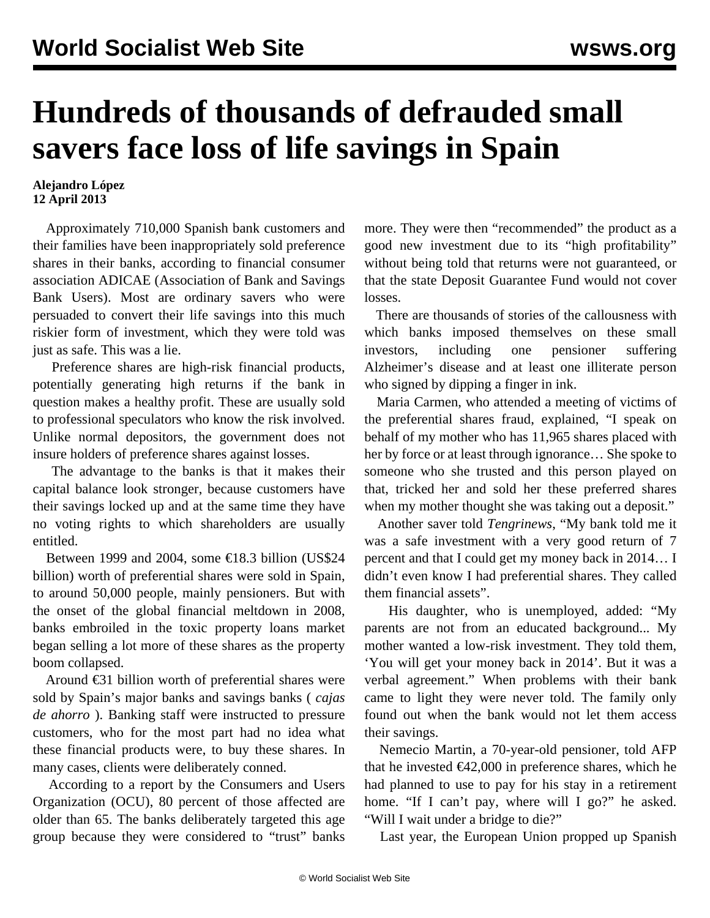# Hundreds of thousands of defrauded small savers face loss of life savings in Spain

**Alejandro López**
**12 April 2013**

Approximately 710,000 Spanish bank customers and their families have been inappropriately sold preference shares in their banks, according to financial consumer association ADICAE (Association of Bank and Savings Bank Users). Most are ordinary savers who were persuaded to convert their life savings into this much riskier form of investment, which they were told was just as safe. This was a lie.

Preference shares are high-risk financial products, potentially generating high returns if the bank in question makes a healthy profit. These are usually sold to professional speculators who know the risk involved. Unlike normal depositors, the government does not insure holders of preference shares against losses.

The advantage to the banks is that it makes their capital balance look stronger, because customers have their savings locked up and at the same time they have no voting rights to which shareholders are usually entitled.

Between 1999 and 2004, some €18.3 billion (US$24 billion) worth of preferential shares were sold in Spain, to around 50,000 people, mainly pensioners. But with the onset of the global financial meltdown in 2008, banks embroiled in the toxic property loans market began selling a lot more of these shares as the property boom collapsed.

Around €31 billion worth of preferential shares were sold by Spain's major banks and savings banks ( *cajas de ahorro* ). Banking staff were instructed to pressure customers, who for the most part had no idea what these financial products were, to buy these shares. In many cases, clients were deliberately conned.

According to a report by the Consumers and Users Organization (OCU), 80 percent of those affected are older than 65. The banks deliberately targeted this age group because they were considered to "trust" banks more. They were then "recommended" the product as a good new investment due to its "high profitability" without being told that returns were not guaranteed, or that the state Deposit Guarantee Fund would not cover losses.

There are thousands of stories of the callousness with which banks imposed themselves on these small investors, including one pensioner suffering Alzheimer's disease and at least one illiterate person who signed by dipping a finger in ink.

Maria Carmen, who attended a meeting of victims of the preferential shares fraud, explained, "I speak on behalf of my mother who has 11,965 shares placed with her by force or at least through ignorance… She spoke to someone who she trusted and this person played on that, tricked her and sold her these preferred shares when my mother thought she was taking out a deposit."

Another saver told *Tengrinews*, "My bank told me it was a safe investment with a very good return of 7 percent and that I could get my money back in 2014… I didn't even know I had preferential shares. They called them financial assets".

His daughter, who is unemployed, added: "My parents are not from an educated background... My mother wanted a low-risk investment. They told them, 'You will get your money back in 2014'. But it was a verbal agreement." When problems with their bank came to light they were never told. The family only found out when the bank would not let them access their savings.

Nemecio Martin, a 70-year-old pensioner, told AFP that he invested €42,000 in preference shares, which he had planned to use to pay for his stay in a retirement home. "If I can't pay, where will I go?" he asked. "Will I wait under a bridge to die?"

Last year, the European Union propped up Spanish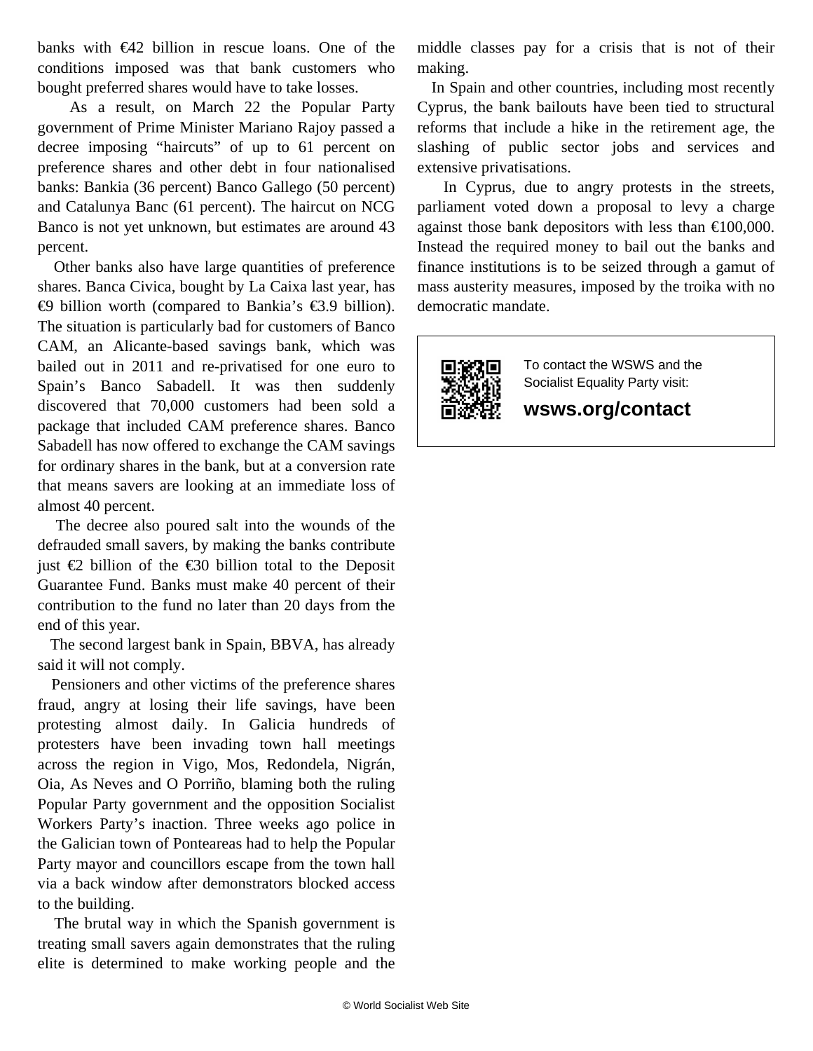banks with €42 billion in rescue loans. One of the conditions imposed was that bank customers who bought preferred shares would have to take losses.

As a result, on March 22 the Popular Party government of Prime Minister Mariano Rajoy passed a decree imposing "haircuts" of up to 61 percent on preference shares and other debt in four nationalised banks: Bankia (36 percent) Banco Gallego (50 percent) and Catalunya Banc (61 percent). The haircut on NCG Banco is not yet unknown, but estimates are around 43 percent.

Other banks also have large quantities of preference shares. Banca Civica, bought by La Caixa last year, has €9 billion worth (compared to Bankia's €3.9 billion). The situation is particularly bad for customers of Banco CAM, an Alicante-based savings bank, which was bailed out in 2011 and re-privatised for one euro to Spain's Banco Sabadell. It was then suddenly discovered that 70,000 customers had been sold a package that included CAM preference shares. Banco Sabadell has now offered to exchange the CAM savings for ordinary shares in the bank, but at a conversion rate that means savers are looking at an immediate loss of almost 40 percent.

The decree also poured salt into the wounds of the defrauded small savers, by making the banks contribute just €2 billion of the €30 billion total to the Deposit Guarantee Fund. Banks must make 40 percent of their contribution to the fund no later than 20 days from the end of this year.

The second largest bank in Spain, BBVA, has already said it will not comply.

Pensioners and other victims of the preference shares fraud, angry at losing their life savings, have been protesting almost daily. In Galicia hundreds of protesters have been invading town hall meetings across the region in Vigo, Mos, Redondela, Nigrán, Oia, As Neves and O Porriño, blaming both the ruling Popular Party government and the opposition Socialist Workers Party's inaction. Three weeks ago police in the Galician town of Ponteareas had to help the Popular Party mayor and councillors escape from the town hall via a back window after demonstrators blocked access to the building.

The brutal way in which the Spanish government is treating small savers again demonstrates that the ruling elite is determined to make working people and the middle classes pay for a crisis that is not of their making.

In Spain and other countries, including most recently Cyprus, the bank bailouts have been tied to structural reforms that include a hike in the retirement age, the slashing of public sector jobs and services and extensive privatisations.

In Cyprus, due to angry protests in the streets, parliament voted down a proposal to levy a charge against those bank depositors with less than €100,000. Instead the required money to bail out the banks and finance institutions is to be seized through a gamut of mass austerity measures, imposed by the troika with no democratic mandate.

To contact the WSWS and the Socialist Equality Party visit:

**wsws.org/contact**